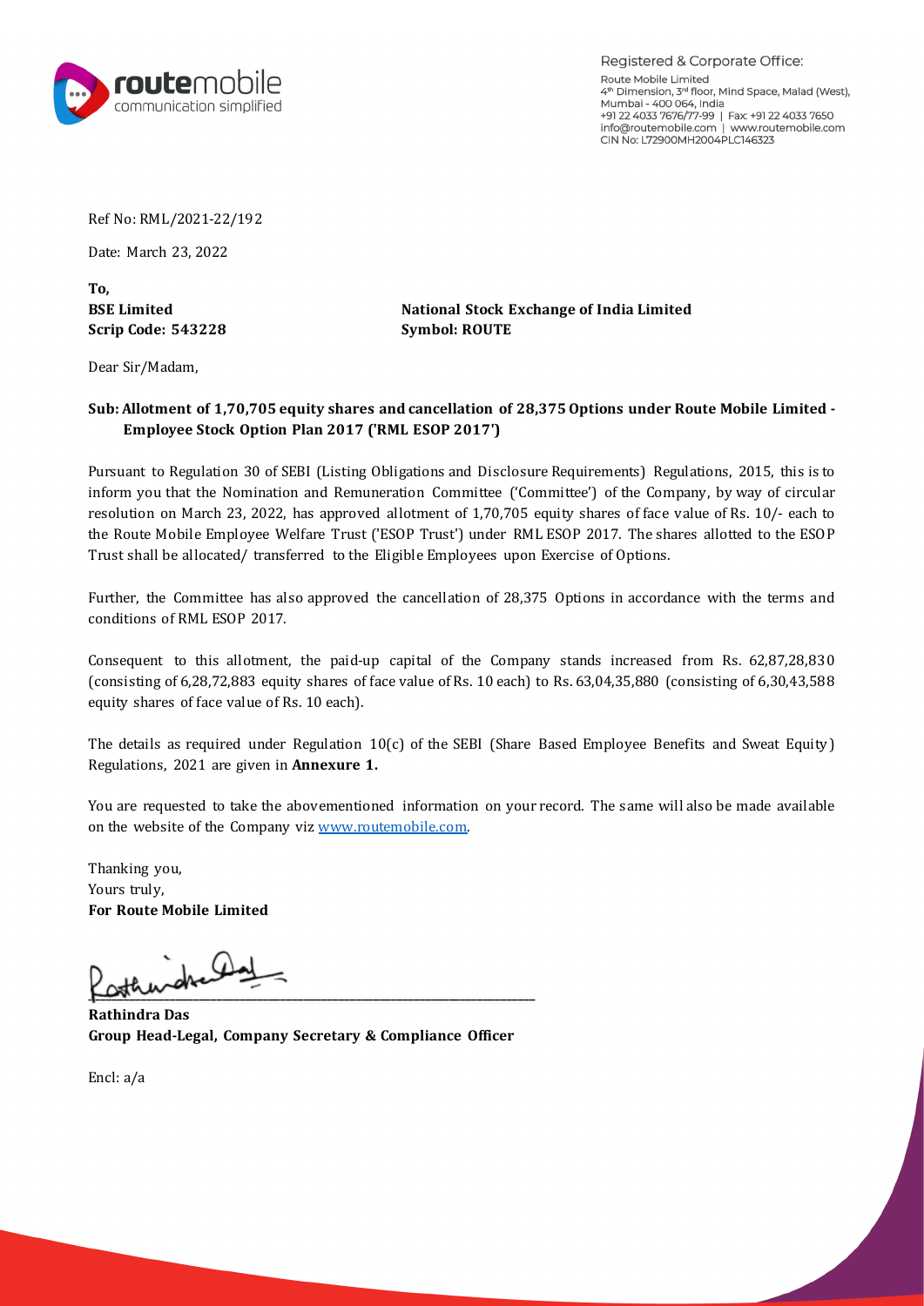Registered & Corporate Office:
Route Mobile Limited
4th Dimension, 3rd floor, Mind Space, Malad (West),
Mumbai - 400 064, India
+91 22 4033 7676/77-99 | Fax: +91 22 4033 7650
info@routemobile.com | www.routemobile.com
CIN No: L72900MH2004PLC146323

Ref No: RML/2021-22/192

Date: March 23, 2022

**To,**

**BSE Limited**
**Scrip Code: 543228**

**National Stock Exchange of India Limited**
**Symbol: ROUTE**

Dear Sir/Madam,

**Sub: Allotment of 1,70,705 equity shares and cancellation of 28,375 Options under Route Mobile Limited - Employee Stock Option Plan 2017 ('RML ESOP 2017')**

Pursuant to Regulation 30 of SEBI (Listing Obligations and Disclosure Requirements) Regulations, 2015, this is to inform you that the Nomination and Remuneration Committee ('Committee') of the Company, by way of circular resolution on March 23, 2022, has approved allotment of 1,70,705 equity shares of face value of Rs. 10/- each to the Route Mobile Employee Welfare Trust ('ESOP Trust') under RML ESOP 2017. The shares allotted to the ESOP Trust shall be allocated/ transferred to the Eligible Employees upon Exercise of Options.

Further, the Committee has also approved the cancellation of 28,375 Options in accordance with the terms and conditions of RML ESOP 2017.

Consequent to this allotment, the paid-up capital of the Company stands increased from Rs. 62,87,28,830 (consisting of 6,28,72,883 equity shares of face value of Rs. 10 each) to Rs. 63,04,35,880 (consisting of 6,30,43,588 equity shares of face value of Rs. 10 each).

The details as required under Regulation 10(c) of the SEBI (Share Based Employee Benefits and Sweat Equity) Regulations, 2021 are given in **Annexure 1.**

You are requested to take the abovementioned information on your record. The same will also be made available on the website of the Company viz www.routemobile.com.

Thanking you,
Yours truly,
**For Route Mobile Limited**

**Rathindra Das**
**Group Head-Legal, Company Secretary & Compliance Officer**

Encl: a/a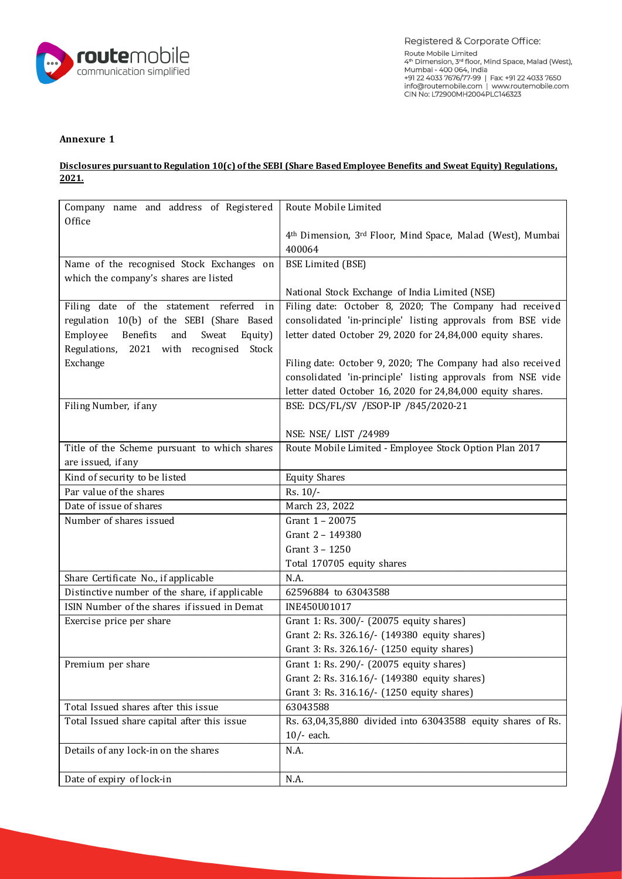**Annexure 1**

**Disclosures pursuant to Regulation 10(c) of the SEBI (Share Based Employee Benefits and Sweat Equity) Regulations, 2021.**

| | |
|---|---|
| Company name and address of Registered Office | Route Mobile Limited<br><br>4th Dimension, 3rd Floor, Mind Space, Malad (West), Mumbai 400064 |
| Name of the recognised Stock Exchanges on which the company's shares are listed | BSE Limited (BSE)<br><br>National Stock Exchange of India Limited (NSE) |
| Filing date of the statement referred in regulation 10(b) of the SEBI (Share Based Employee Benefits and Sweat Equity) Regulations, 2021 with recognised Stock Exchange | Filing date: October 8, 2020; The Company had received consolidated 'in-principle' listing approvals from BSE vide letter dated October 29, 2020 for 24,84,000 equity shares.<br><br>Filing date: October 9, 2020; The Company had also received consolidated 'in-principle' listing approvals from NSE vide letter dated October 16, 2020 for 24,84,000 equity shares. |
| Filing Number, if any | BSE: DCS/FL/SV /ESOP-IP /845/2020-21<br><br>NSE: NSE/ LIST /24989 |
| Title of the Scheme pursuant to which shares are issued, if any | Route Mobile Limited - Employee Stock Option Plan 2017 |
| Kind of security to be listed | Equity Shares |
| Par value of the shares | Rs. 10/- |
| Date of issue of shares | March 23, 2022 |
| Number of shares issued | Grant 1 – 20075<br>Grant 2 – 149380<br>Grant 3 – 1250<br>Total 170705 equity shares |
| Share Certificate No., if applicable | N.A. |
| Distinctive number of the share, if applicable | 62596884 to 63043588 |
| ISIN Number of the shares if issued in Demat | INE450U01017 |
| Exercise price per share | Grant 1: Rs. 300/- (20075 equity shares)<br>Grant 2: Rs. 326.16/- (149380 equity shares)<br>Grant 3: Rs. 326.16/- (1250 equity shares) |
| Premium per share | Grant 1: Rs. 290/- (20075 equity shares)<br>Grant 2: Rs. 316.16/- (149380 equity shares)<br>Grant 3: Rs. 316.16/- (1250 equity shares) |
| Total Issued shares after this issue | 63043588 |
| Total Issued share capital after this issue | Rs. 63,04,35,880 divided into 63043588 equity shares of Rs. 10/- each. |
| Details of any lock-in on the shares | N.A. |
| Date of expiry of lock-in | N.A. |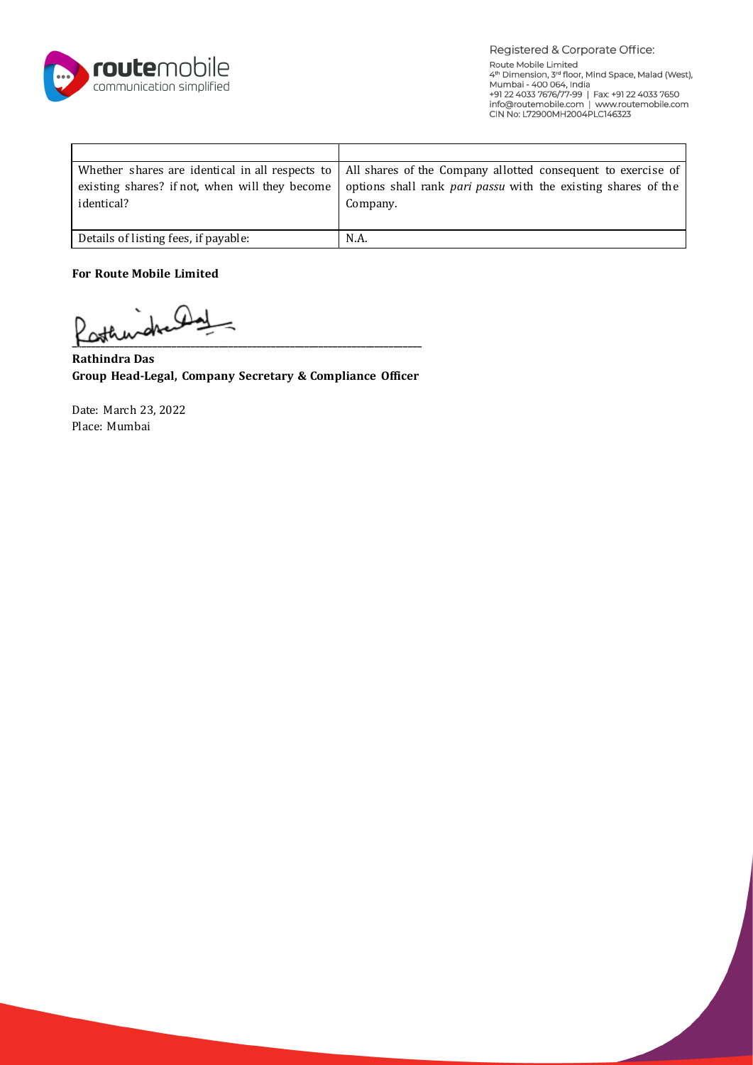| | |
|---|---|
| Whether shares are identical in all respects to existing shares? if not, when will they become identical? | All shares of the Company allotted consequent to exercise of options shall rank *pari passu* with the existing shares of the Company. |
| Details of listing fees, if payable: | N.A. |

**For Route Mobile Limited**

**Rathindra Das**
**Group Head-Legal, Company Secretary & Compliance Officer**

Date: March 23, 2022
Place: Mumbai